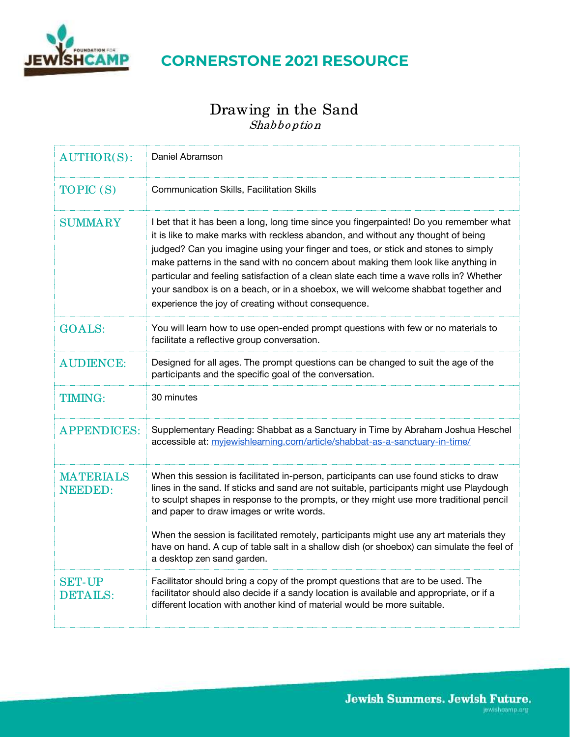## CORNERSTONE 2021 RESOURCE

# Drawing in the Sand

*Shabboption*

| | |
|---|---|
| AUTHOR(S): | Daniel Abramson |
| TOPIC (S) | Communication Skills, Facilitation Skills |
| SUMMARY | I bet that it has been a long, long time since you fingerpainted! Do you remember what it is like to make marks with reckless abandon, and without any thought of being judged? Can you imagine using your finger and toes, or stick and stones to simply make patterns in the sand with no concern about making them look like anything in particular and feeling satisfaction of a clean slate each time a wave rolls in? Whether your sandbox is on a beach, or in a shoebox, we will welcome shabbat together and experience the joy of creating without consequence. |
| GOALS: | You will learn how to use open-ended prompt questions with few or no materials to facilitate a reflective group conversation. |
| AUDIENCE: | Designed for all ages. The prompt questions can be changed to suit the age of the participants and the specific goal of the conversation. |
| TIMING: | 30 minutes |
| APPENDICES: | Supplementary Reading: Shabbat as a Sanctuary in Time by Abraham Joshua Heschel accessible at: myjewishlearning.com/article/shabbat-as-a-sanctuary-in-time/ |
| MATERIALS NEEDED: | When this session is facilitated in-person, participants can use found sticks to draw lines in the sand. If sticks and sand are not suitable, participants might use Playdough to sculpt shapes in response to the prompts, or they might use more traditional pencil and paper to draw images or write words.<br><br>When the session is facilitated remotely, participants might use any art materials they have on hand. A cup of table salt in a shallow dish (or shoebox) can simulate the feel of a desktop zen sand garden. |
| SET-UP DETAILS: | Facilitator should bring a copy of the prompt questions that are to be used. The facilitator should also decide if a sandy location is available and appropriate, or if a different location with another kind of material would be more suitable. |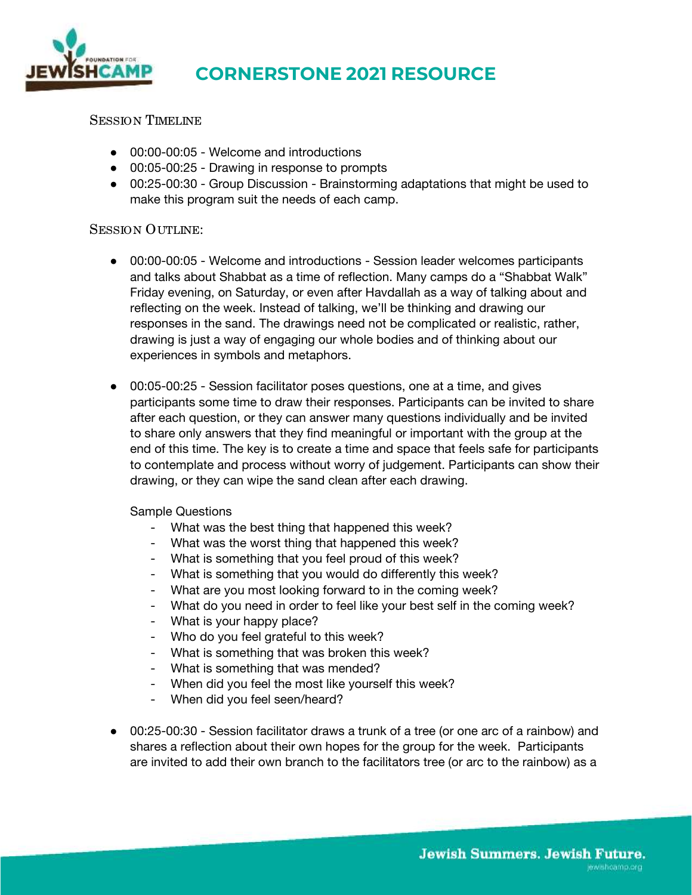## CORNERSTONE 2021 RESOURCE

### Session Timeline

- 00:00-00:05 - Welcome and introductions
- 00:05-00:25 - Drawing in response to prompts
- 00:25-00:30 - Group Discussion - Brainstorming adaptations that might be used to make this program suit the needs of each camp.

### Session Outline:

- 00:00-00:05 - Welcome and introductions - Session leader welcomes participants and talks about Shabbat as a time of reflection. Many camps do a "Shabbat Walk" Friday evening, on Saturday, or even after Havdallah as a way of talking about and reflecting on the week. Instead of talking, we'll be thinking and drawing our responses in the sand. The drawings need not be complicated or realistic, rather, drawing is just a way of engaging our whole bodies and of thinking about our experiences in symbols and metaphors.

- 00:05-00:25 - Session facilitator poses questions, one at a time, and gives participants some time to draw their responses. Participants can be invited to share after each question, or they can answer many questions individually and be invited to share only answers that they find meaningful or important with the group at the end of this time. The key is to create a time and space that feels safe for participants to contemplate and process without worry of judgement. Participants can show their drawing, or they can wipe the sand clean after each drawing.

  Sample Questions
  - What was the best thing that happened this week?
  - What was the worst thing that happened this week?
  - What is something that you feel proud of this week?
  - What is something that you would do differently this week?
  - What are you most looking forward to in the coming week?
  - What do you need in order to feel like your best self in the coming week?
  - What is your happy place?
  - Who do you feel grateful to this week?
  - What is something that was broken this week?
  - What is something that was mended?
  - When did you feel the most like yourself this week?
  - When did you feel seen/heard?

- 00:25-00:30 - Session facilitator draws a trunk of a tree (or one arc of a rainbow) and shares a reflection about their own hopes for the group for the week. Participants are invited to add their own branch to the facilitators tree (or arc to the rainbow) as a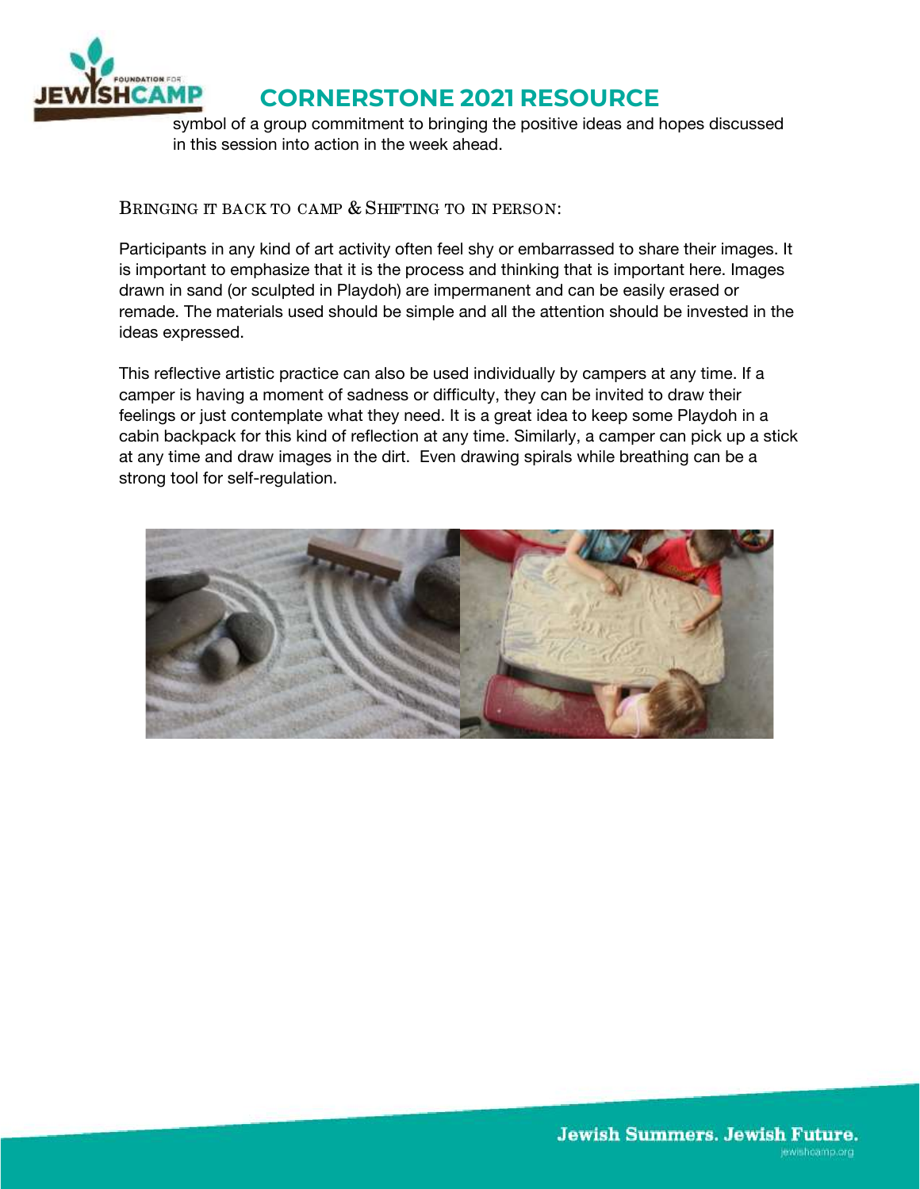symbol of a group commitment to bringing the positive ideas and hopes discussed in this session into action in the week ahead.

### Bringing it back to camp & Shifting to in person:

Participants in any kind of art activity often feel shy or embarrassed to share their images. It is important to emphasize that it is the process and thinking that is important here. Images drawn in sand (or sculpted in Playdoh) are impermanent and can be easily erased or remade. The materials used should be simple and all the attention should be invested in the ideas expressed.

This reflective artistic practice can also be used individually by campers at any time. If a camper is having a moment of sadness or difficulty, they can be invited to draw their feelings or just contemplate what they need. It is a great idea to keep some Playdoh in a cabin backpack for this kind of reflection at any time. Similarly, a camper can pick up a stick at any time and draw images in the dirt. Even drawing spirals while breathing can be a strong tool for self-regulation.